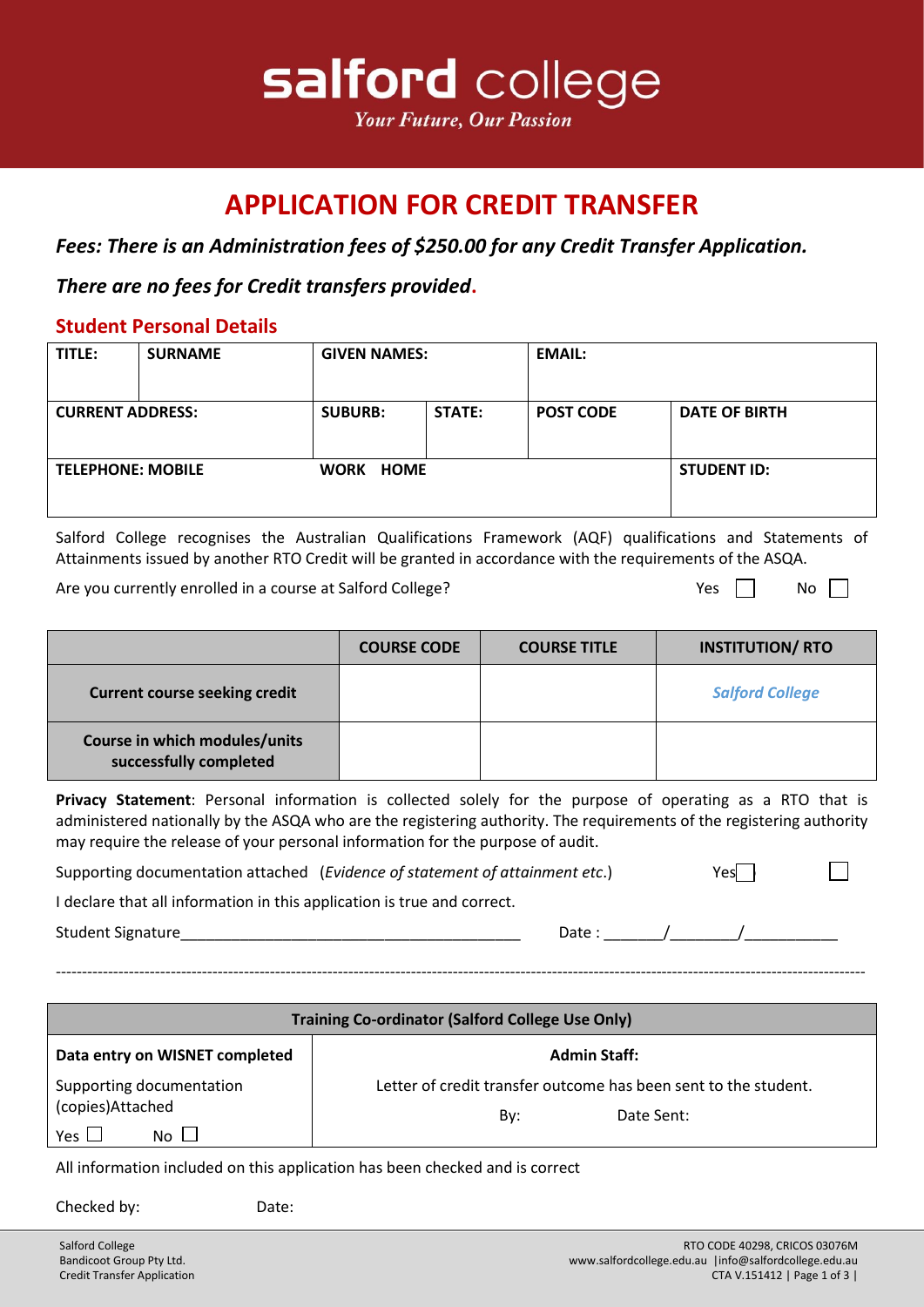# salford college

*Your Future, Our Passion*

# APPLICATION FOR CREDIT TRANSFER

***Fees: There is an Administration fees of $250.00 for any Credit Transfer Application.***

***There are no fees for Credit transfers provided.***

## Student Personal Details

| TITLE: | SURNAME | GIVEN NAMES: | | EMAIL: | |
|---|---|---|---|---|---|
| **CURRENT ADDRESS:** | | **SUBURB:** | **STATE:** | **POST CODE** | **DATE OF BIRTH** |
| **TELEPHONE: MOBILE** | | **WORK HOME** | | | **STUDENT ID:** |

Salford College recognises the Australian Qualifications Framework (AQF) qualifications and Statements of Attainments issued by another RTO Credit will be granted in accordance with the requirements of the ASQA.

Are you currently enrolled in a course at Salford College? Yes ☐ No ☐

| | COURSE CODE | COURSE TITLE | INSTITUTION/ RTO |
|---|---|---|---|
| **Current course seeking credit** | | | ***Salford College*** |
| **Course in which modules/units successfully completed** | | | |

**Privacy Statement**: Personal information is collected solely for the purpose of operating as a RTO that is administered nationally by the ASQA who are the registering authority. The requirements of the registering authority may require the release of your personal information for the purpose of audit.

Supporting documentation attached (*Evidence of statement of attainment etc.*) Yes☐ ☐

I declare that all information in this application is true and correct.

Student Signature________________________________________ Date : _______/________/___________

---

| Training Co-ordinator (Salford College Use Only) | |
|---|---|
| **Data entry on WISNET completed** | **Admin Staff:** |
| Supporting documentation (copies)Attached<br>Yes ☐ No ☐ | Letter of credit transfer outcome has been sent to the student.<br>By: Date Sent: |

All information included on this application has been checked and is correct

Checked by: Date:

Salford College
Bandicoot Group Pty Ltd.
Credit Transfer Application

RTO CODE 40298, CRICOS 03076M
www.salfordcollege.edu.au |info@salfordcollege.edu.au
CTA V.151412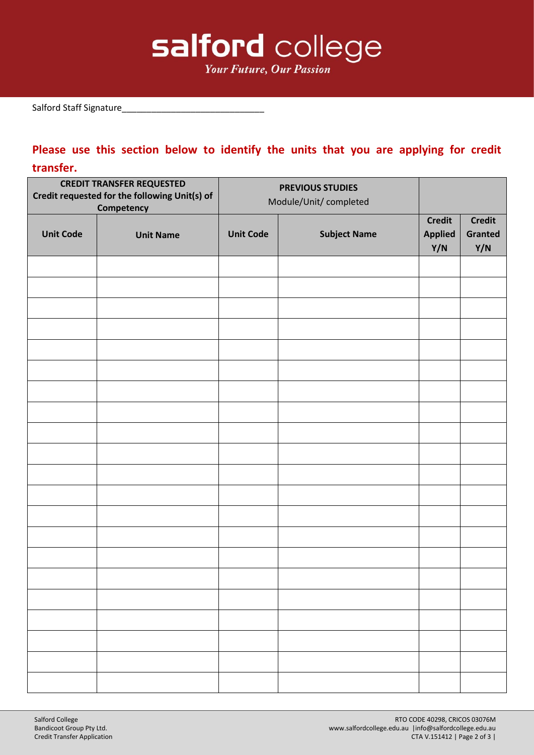Salford Staff Signature____________________________

**Please use this section below to identify the units that you are applying for credit transfer.**

| CREDIT TRANSFER REQUESTED Credit requested for the following Unit(s) of Competency | | PREVIOUS STUDIES Module/Unit/ completed | | | |
|---|---|---|---|---|---|
| **Unit Code** | **Unit Name** | **Unit Code** | **Subject Name** | **Credit Applied Y/N** | **Credit Granted Y/N** |
| | | | | | |
| | | | | | |
| | | | | | |
| | | | | | |
| | | | | | |
| | | | | | |
| | | | | | |
| | | | | | |
| | | | | | |
| | | | | | |
| | | | | | |
| | | | | | |
| | | | | | |
| | | | | | |
| | | | | | |
| | | | | | |
| | | | | | |
| | | | | | |
| | | | | | |
| | | | | | |
| | | | | | |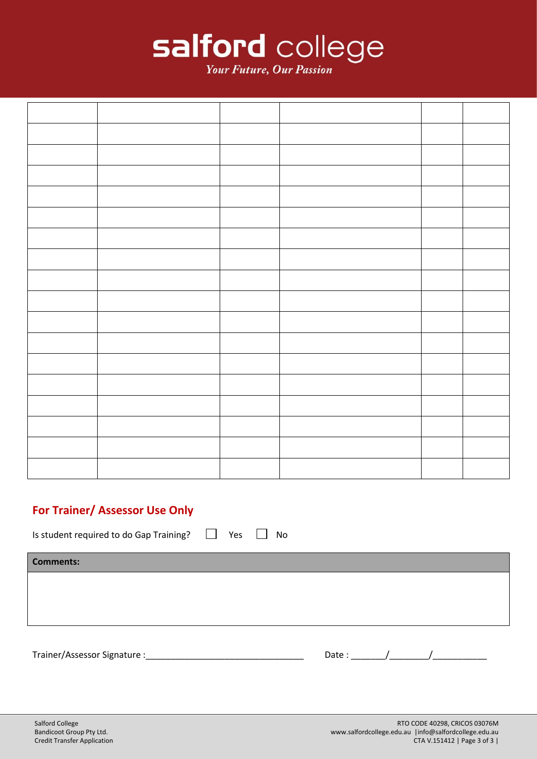| | | | | | |
|---|---|---|---|---|---|
| | | | | | |
| | | | | | |
| | | | | | |
| | | | | | |
| | | | | | |
| | | | | | |
| | | | | | |
| | | | | | |
| | | | | | |
| | | | | | |
| | | | | | |
| | | | | | |
| | | | | | |
| | | | | | |
| | | | | | |
| | | | | | |
| | | | | | |
| | | | | | |

## For Trainer/ Assessor Use Only

Is student required to do Gap Training? ☐ Yes ☐ No

| **Comments:** |
|---|
| |

Trainer/Assessor Signature :_______________________________ Date : _______/________/___________